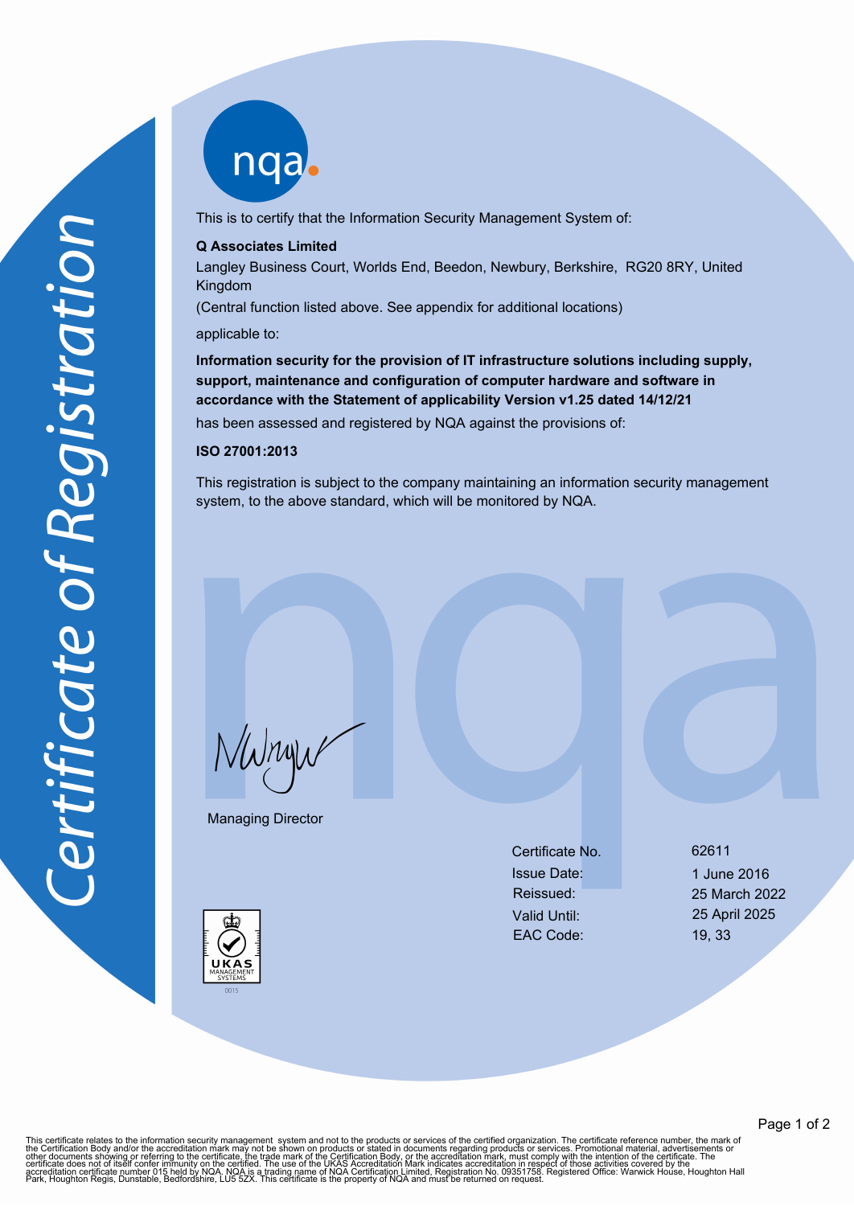# Certificate of Registration

nqa

This is to certify that the Information Security Management System of:

**Q Associates Limited**

Langley Business Court, Worlds End, Beedon, Newbury, Berkshire, RG20 8RY, United Kingdom

(Central function listed above. See appendix for additional locations)

applicable to:

**Information security for the provision of IT infrastructure solutions including supply, support, maintenance and configuration of computer hardware and software in accordance with the Statement of applicability Version v1.25 dated 14/12/21**

has been assessed and registered by NQA against the provisions of:

**ISO 27001:2013**

This registration is subject to the company maintaining an information security management system, to the above standard, which will be monitored by NQA.

Managing Director

| | |
|---|---|
| Certificate No. | 62611 |
| Issue Date: | 1 June 2016 |
| Reissued: | 25 March 2022 |
| Valid Until: | 25 April 2025 |
| EAC Code: | 19, 33 |

UKAS MANAGEMENT SYSTEMS 0015

This certificate relates to the information security management system and not to the products or services of the certified organization. The certificate reference number, the mark of the Certification Body and/or the accreditation mark may not be shown on products or stated in documents regarding products or services. Promotional material, advertisements or other documents showing or referring to the certificate, the trade mark of the Certification Body, or the accreditation mark, must comply with the intention of the certificate. The certificate does not of itself confer immunity on the certified. The use of the UKAS Accreditation Mark indicates accreditation in respect of those activities covered by the accreditation certificate number 015 held by NQA. NQA is a trading name of NQA Certification Limited, Registration No. 09351758. Registered Office: Warwick House, Houghton Hall Park, Houghton Regis, Dunstable, Bedfordshire, LU5 5ZX. This certificate is the property of NQA and must be returned on request.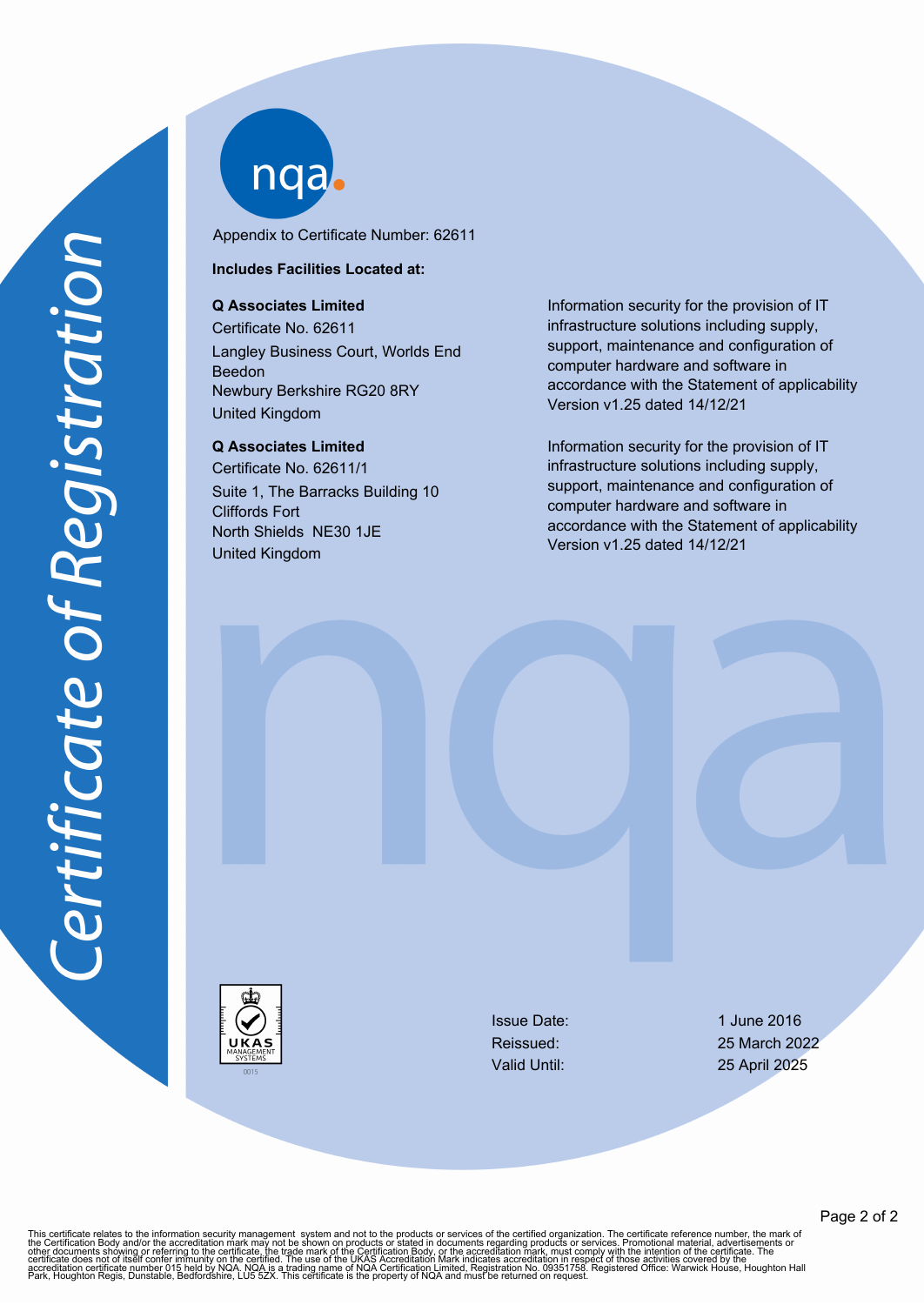Certificate of Registration

Appendix to Certificate Number: 62611

**Includes Facilities Located at:**

| | |
|---|---|
| **Q Associates Limited**<br>Certificate No. 62611<br>Langley Business Court, Worlds End<br>Beedon<br>Newbury Berkshire RG20 8RY<br>United Kingdom | Information security for the provision of IT infrastructure solutions including supply, support, maintenance and configuration of computer hardware and software in accordance with the Statement of applicability Version v1.25 dated 14/12/21 |
| **Q Associates Limited**<br>Certificate No. 62611/1<br>Suite 1, The Barracks Building 10<br>Cliffords Fort<br>North Shields NE30 1JE<br>United Kingdom | Information security for the provision of IT infrastructure solutions including supply, support, maintenance and configuration of computer hardware and software in accordance with the Statement of applicability Version v1.25 dated 14/12/21 |

UKAS MANAGEMENT SYSTEMS
0015

| | |
|---|---|
| Issue Date: | 1 June 2016 |
| Reissued: | 25 March 2022 |
| Valid Until: | 25 April 2025 |

This certificate relates to the information security management system and not to the products or services of the certified organization. The certificate reference number, the mark of the Certification Body and/or the accreditation mark may not be shown on products or stated in documents regarding products or services. Promotional material, advertisements or other documents showing or referring to the certificate, the trade mark of the Certification Body, or the accreditation mark, must comply with the intention of the certificate. The certificate does not of itself confer immunity on the certified. The use of the UKAS Accreditation Mark indicates accreditation in respect of those activities covered by the accreditation certificate number 015 held by NQA. NQA is a trading name of NQA Certification Limited, Registration No. 09351758. Registered Office: Warwick House, Houghton Hall Park, Houghton Regis, Dunstable, Bedfordshire, LU5 5ZX. This certificate is the property of NQA and must be returned on request.